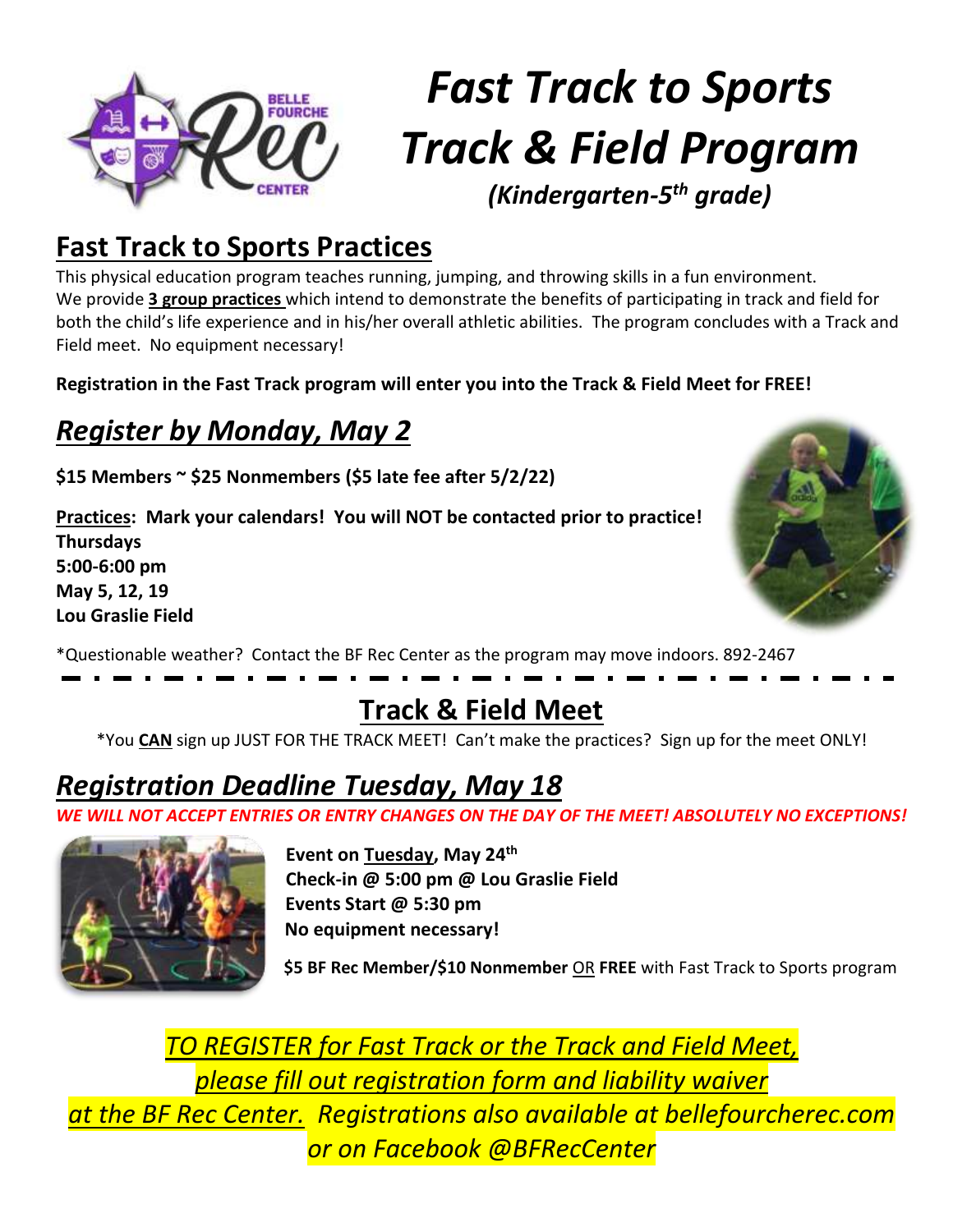# *Fast Track to Sports Track & Field Program*

*(Kindergarten-5th grade)*

## Fast Track to Sports Practices

This physical education program teaches running, jumping, and throwing skills in a fun environment. We provide **3 group practices** which intend to demonstrate the benefits of participating in track and field for both the child's life experience and in his/her overall athletic abilities. The program concludes with a Track and Field meet. No equipment necessary!

**Registration in the Fast Track program will enter you into the Track & Field Meet for FREE!**

## *Register by Monday, May 2*

**$15 Members ~ $25 Nonmembers ($5 late fee after 5/2/22)**

**Practices: Mark your calendars! You will NOT be contacted prior to practice!**
**Thursdays**
**5:00-6:00 pm**
**May 5, 12, 19**
**Lou Graslie Field**

*Questionable weather? Contact the BF Rec Center as the program may move indoors. 892-2467

## Track & Field Meet

*You **CAN** sign up JUST FOR THE TRACK MEET! Can't make the practices? Sign up for the meet ONLY!

## *Registration Deadline Tuesday, May 18*

*WE WILL NOT ACCEPT ENTRIES OR ENTRY CHANGES ON THE DAY OF THE MEET! ABSOLUTELY NO EXCEPTIONS!*

**Event on Tuesday, May 24th**
**Check-in @ 5:00 pm @ Lou Graslie Field**
**Events Start @ 5:30 pm**
**No equipment necessary!**

**$5 BF Rec Member/$10 Nonmember** OR **FREE** with Fast Track to Sports program

*TO REGISTER for Fast Track or the Track and Field Meet, please fill out registration form and liability waiver at the BF Rec Center. Registrations also available at bellefourcherec.com or on Facebook @BFRecCenter*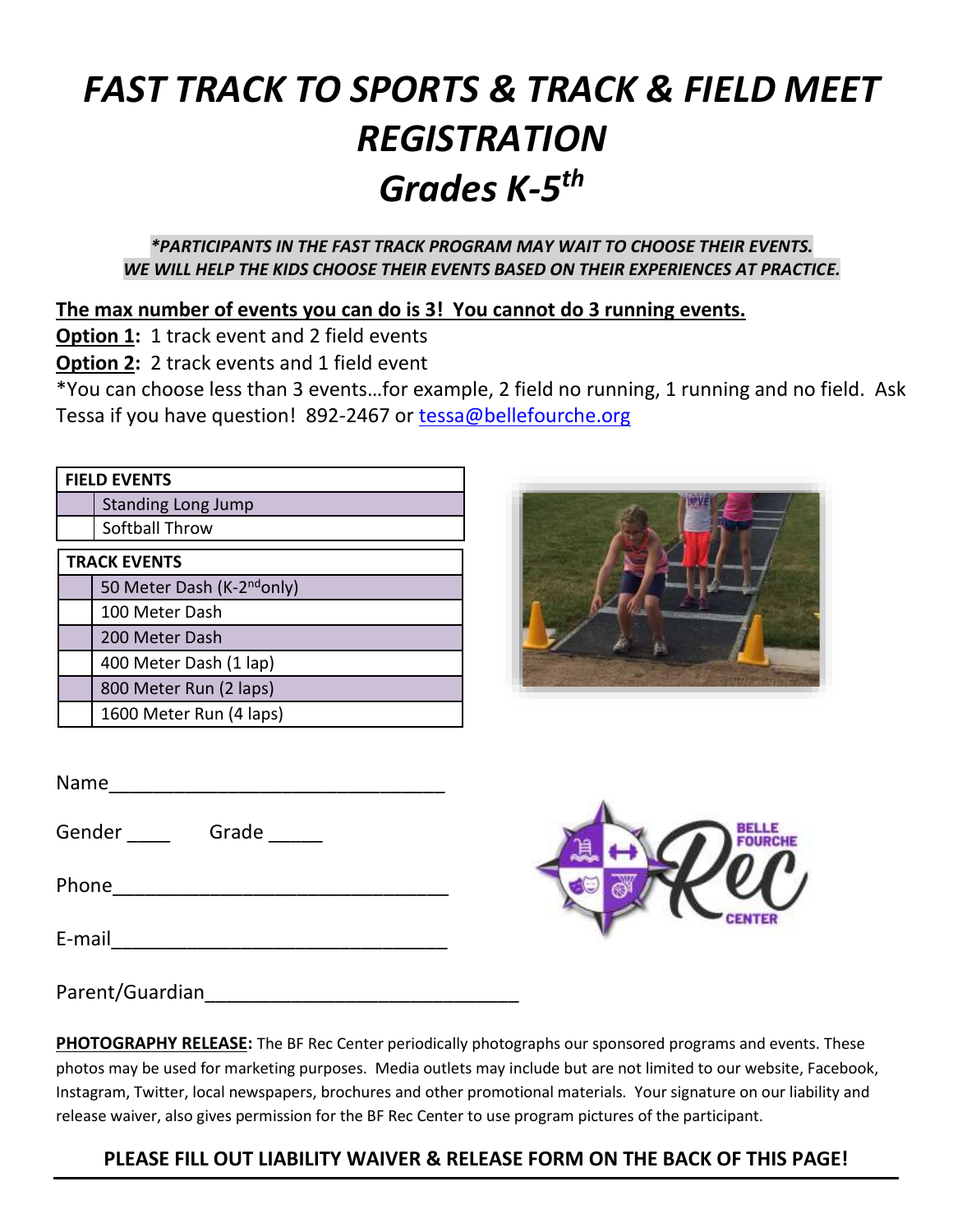# *FAST TRACK TO SPORTS & TRACK & FIELD MEET REGISTRATION*

# *Grades K-5th*

***PARTICIPANTS IN THE FAST TRACK PROGRAM MAY WAIT TO CHOOSE THEIR EVENTS. WE WILL HELP THE KIDS CHOOSE THEIR EVENTS BASED ON THEIR EXPERIENCES AT PRACTICE.***

**The max number of events you can do is 3! You cannot do 3 running events.**

**Option 1:** 1 track event and 2 field events

**Option 2:** 2 track events and 1 field event

*You can choose less than 3 events…for example, 2 field no running, 1 running and no field. Ask Tessa if you have question! 892-2467 or tessa@bellefourche.org

| | FIELD EVENTS |
|---|---|
| | Standing Long Jump |
| | Softball Throw |

| | TRACK EVENTS |
|---|---|
| | 50 Meter Dash (K-2nd only) |
| | 100 Meter Dash |
| | 200 Meter Dash |
| | 400 Meter Dash (1 lap) |
| | 800 Meter Run (2 laps) |
| | 1600 Meter Run (4 laps) |

Name________________________________

Gender ____ Grade _____

Phone________________________________

E-mail________________________________

Parent/Guardian______________________________

**PHOTOGRAPHY RELEASE:** The BF Rec Center periodically photographs our sponsored programs and events. These photos may be used for marketing purposes. Media outlets may include but are not limited to our website, Facebook, Instagram, Twitter, local newspapers, brochures and other promotional materials. Your signature on our liability and release waiver, also gives permission for the BF Rec Center to use program pictures of the participant.

**PLEASE FILL OUT LIABILITY WAIVER & RELEASE FORM ON THE BACK OF THIS PAGE!**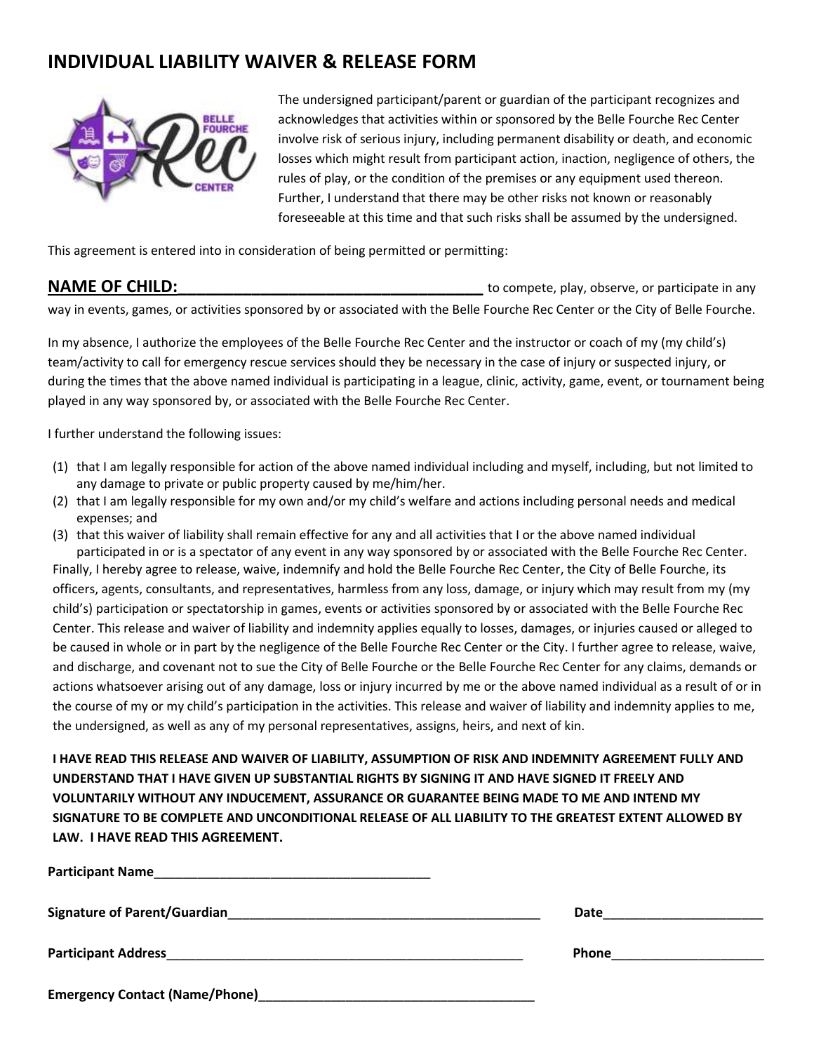## INDIVIDUAL LIABILITY WAIVER & RELEASE FORM

The undersigned participant/parent or guardian of the participant recognizes and acknowledges that activities within or sponsored by the Belle Fourche Rec Center involve risk of serious injury, including permanent disability or death, and economic losses which might result from participant action, inaction, negligence of others, the rules of play, or the condition of the premises or any equipment used thereon. Further, I understand that there may be other risks not known or reasonably foreseeable at this time and that such risks shall be assumed by the undersigned.

This agreement is entered into in consideration of being permitted or permitting:

**NAME OF CHILD:**_____________________________________ to compete, play, observe, or participate in any way in events, games, or activities sponsored by or associated with the Belle Fourche Rec Center or the City of Belle Fourche.

In my absence, I authorize the employees of the Belle Fourche Rec Center and the instructor or coach of my (my child's) team/activity to call for emergency rescue services should they be necessary in the case of injury or suspected injury, or during the times that the above named individual is participating in a league, clinic, activity, game, event, or tournament being played in any way sponsored by, or associated with the Belle Fourche Rec Center.

I further understand the following issues:

(1) that I am legally responsible for action of the above named individual including and myself, including, but not limited to any damage to private or public property caused by me/him/her.
(2) that I am legally responsible for my own and/or my child's welfare and actions including personal needs and medical expenses; and
(3) that this waiver of liability shall remain effective for any and all activities that I or the above named individual participated in or is a spectator of any event in any way sponsored by or associated with the Belle Fourche Rec Center.

Finally, I hereby agree to release, waive, indemnify and hold the Belle Fourche Rec Center, the City of Belle Fourche, its officers, agents, consultants, and representatives, harmless from any loss, damage, or injury which may result from my (my child's) participation or spectatorship in games, events or activities sponsored by or associated with the Belle Fourche Rec Center. This release and waiver of liability and indemnity applies equally to losses, damages, or injuries caused or alleged to be caused in whole or in part by the negligence of the Belle Fourche Rec Center or the City. I further agree to release, waive, and discharge, and covenant not to sue the City of Belle Fourche or the Belle Fourche Rec Center for any claims, demands or actions whatsoever arising out of any damage, loss or injury incurred by me or the above named individual as a result of or in the course of my or my child's participation in the activities. This release and waiver of liability and indemnity applies to me, the undersigned, as well as any of my personal representatives, assigns, heirs, and next of kin.

**I HAVE READ THIS RELEASE AND WAIVER OF LIABILITY, ASSUMPTION OF RISK AND INDEMNITY AGREEMENT FULLY AND UNDERSTAND THAT I HAVE GIVEN UP SUBSTANTIAL RIGHTS BY SIGNING IT AND HAVE SIGNED IT FREELY AND VOLUNTARILY WITHOUT ANY INDUCEMENT, ASSURANCE OR GUARANTEE BEING MADE TO ME AND INTEND MY SIGNATURE TO BE COMPLETE AND UNCONDITIONAL RELEASE OF ALL LIABILITY TO THE GREATEST EXTENT ALLOWED BY LAW. I HAVE READ THIS AGREEMENT.**

**Participant Name**_______________________________________

**Signature of Parent/Guardian**_____________________________________________ **Date**______________________

**Participant Address**____________________________________________________ **Phone**_____________________

**Emergency Contact (Name/Phone)**_______________________________________